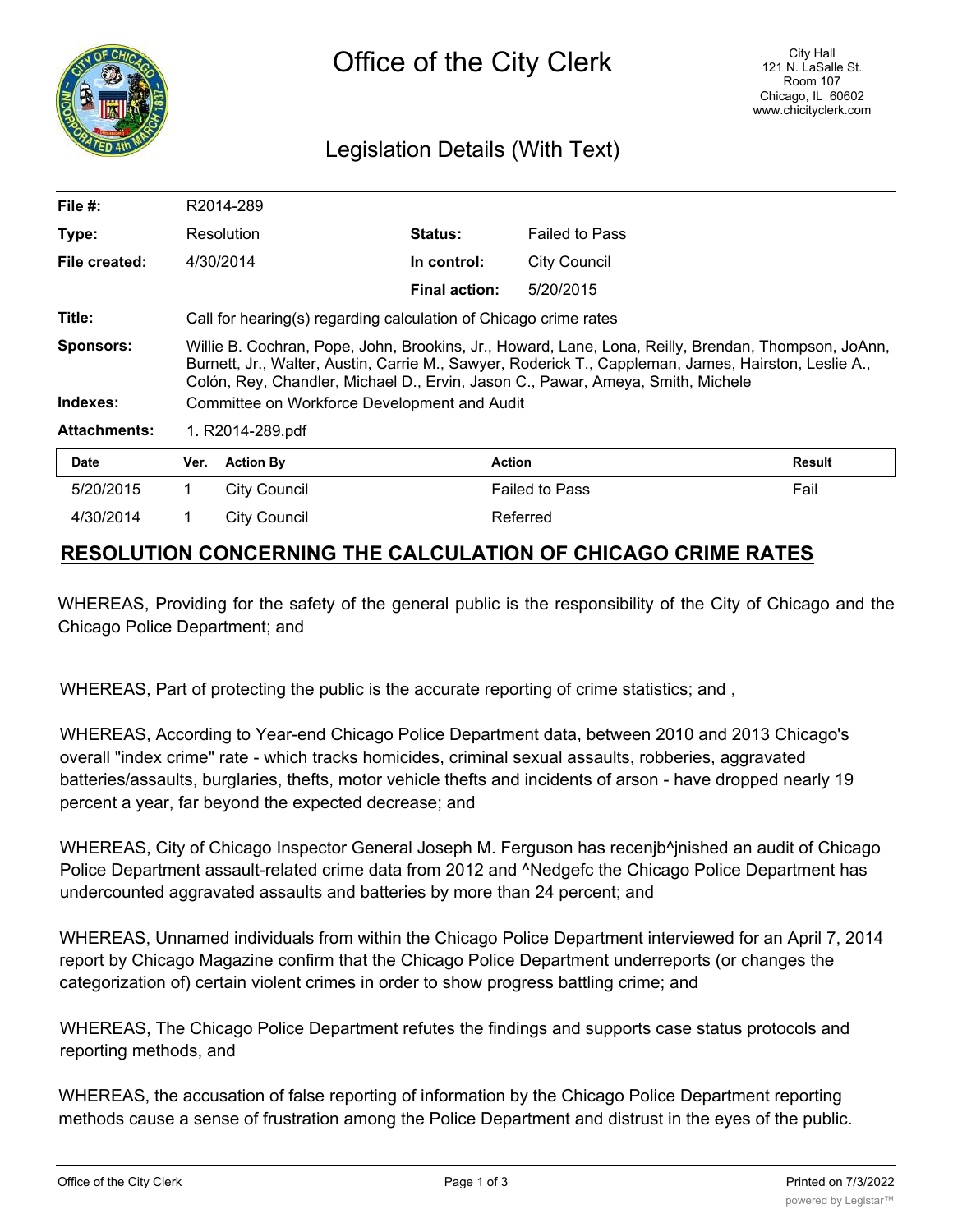# Office of the City Clerk

City Hall
121 N. LaSalle St.
Room 107
Chicago, IL 60602
www.chicityclerk.com

## Legislation Details (With Text)

| | | | |
|---|---|---|---|
| **File #:** | R2014-289 | | |
| **Type:** | Resolution | **Status:** | Failed to Pass |
| **File created:** | 4/30/2014 | **In control:** | City Council |
| | | **Final action:** | 5/20/2015 |
| **Title:** | Call for hearing(s) regarding calculation of Chicago crime rates | | |
| **Sponsors:** | Willie B. Cochran, Pope, John, Brookins, Jr., Howard, Lane, Lona, Reilly, Brendan, Thompson, JoAnn, Burnett, Jr., Walter, Austin, Carrie M., Sawyer, Roderick T., Cappleman, James, Hairston, Leslie A., Colón, Rey, Chandler, Michael D., Ervin, Jason C., Pawar, Ameya, Smith, Michele | | |
| **Indexes:** | Committee on Workforce Development and Audit | | |
| **Attachments:** | 1. R2014-289.pdf | | |

| Date | Ver. | Action By | Action | Result |
|---|---|---|---|---|
| 5/20/2015 | 1 | City Council | Failed to Pass | Fail |
| 4/30/2014 | 1 | City Council | Referred | |

## RESOLUTION CONCERNING THE CALCULATION OF CHICAGO CRIME RATES

WHEREAS, Providing for the safety of the general public is the responsibility of the City of Chicago and the Chicago Police Department; and

WHEREAS, Part of protecting the public is the accurate reporting of crime statistics; and ,

WHEREAS, According to Year-end Chicago Police Department data, between 2010 and 2013 Chicago's overall "index crime" rate - which tracks homicides, criminal sexual assaults, robberies, aggravated batteries/assaults, burglaries, thefts, motor vehicle thefts and incidents of arson - have dropped nearly 19 percent a year, far beyond the expected decrease; and

WHEREAS, City of Chicago Inspector General Joseph M. Ferguson has recenjb^jnished an audit of Chicago Police Department assault-related crime data from 2012 and ^Nedgefc the Chicago Police Department has undercounted aggravated assaults and batteries by more than 24 percent; and

WHEREAS, Unnamed individuals from within the Chicago Police Department interviewed for an April 7, 2014 report by Chicago Magazine confirm that the Chicago Police Department underreports (or changes the categorization of) certain violent crimes in order to show progress battling crime; and

WHEREAS, The Chicago Police Department refutes the findings and supports case status protocols and reporting methods, and

WHEREAS, the accusation of false reporting of information by the Chicago Police Department reporting methods cause a sense of frustration among the Police Department and distrust in the eyes of the public.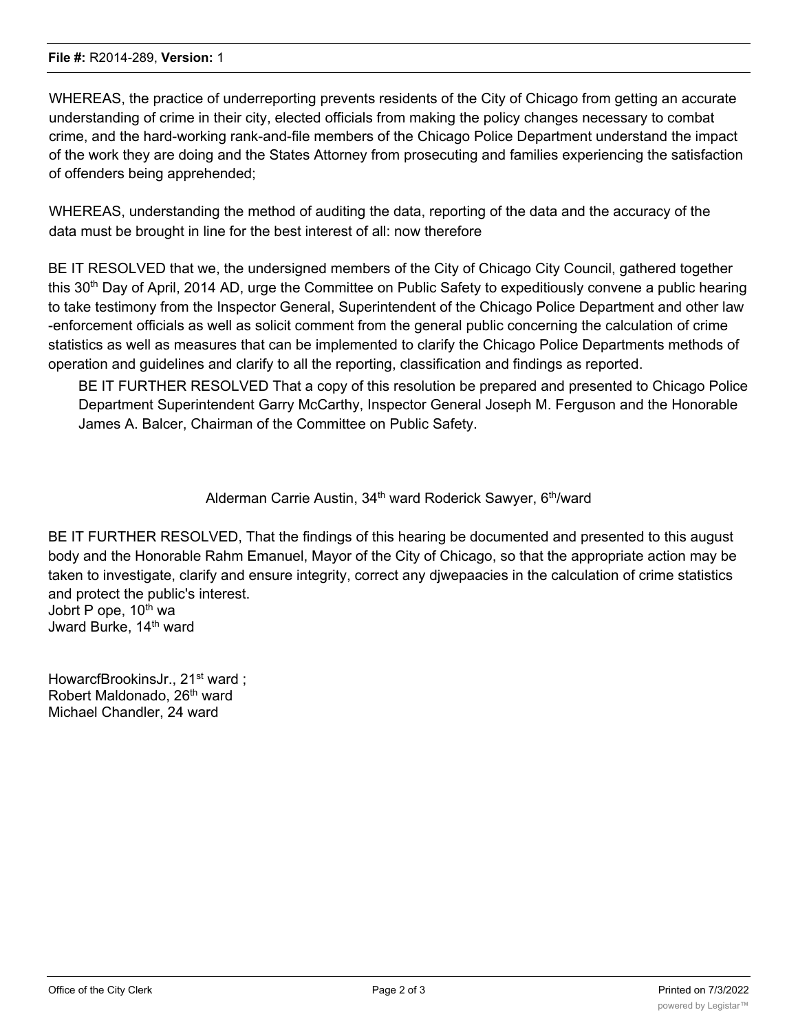**File #:** R2014-289, **Version:** 1

WHEREAS, the practice of underreporting prevents residents of the City of Chicago from getting an accurate understanding of crime in their city, elected officials from making the policy changes necessary to combat crime, and the hard-working rank-and-file members of the Chicago Police Department understand the impact of the work they are doing and the States Attorney from prosecuting and families experiencing the satisfaction of offenders being apprehended;

WHEREAS, understanding the method of auditing the data, reporting of the data and the accuracy of the data must be brought in line for the best interest of all: now therefore

BE IT RESOLVED that we, the undersigned members of the City of Chicago City Council, gathered together this 30th Day of April, 2014 AD, urge the Committee on Public Safety to expeditiously convene a public hearing to take testimony from the Inspector General, Superintendent of the Chicago Police Department and other law -enforcement officials as well as solicit comment from the general public concerning the calculation of crime statistics as well as measures that can be implemented to clarify the Chicago Police Departments methods of operation and guidelines and clarify to all the reporting, classification and findings as reported.

BE IT FURTHER RESOLVED That a copy of this resolution be prepared and presented to Chicago Police Department Superintendent Garry McCarthy, Inspector General Joseph M. Ferguson and the Honorable James A. Balcer, Chairman of the Committee on Public Safety.

Alderman Carrie Austin, 34th ward Roderick Sawyer, 6th/ward

BE IT FURTHER RESOLVED, That the findings of this hearing be documented and presented to this august body and the Honorable Rahm Emanuel, Mayor of the City of Chicago, so that the appropriate action may be taken to investigate, clarify and ensure integrity, correct any djwepaacies in the calculation of crime statistics and protect the public's interest.

Jobrt P ope, 10th wa
Jward Burke, 14th ward

HowarcfBrookinsJr., 21st ward ;
Robert Maldonado, 26th ward
Michael Chandler, 24 ward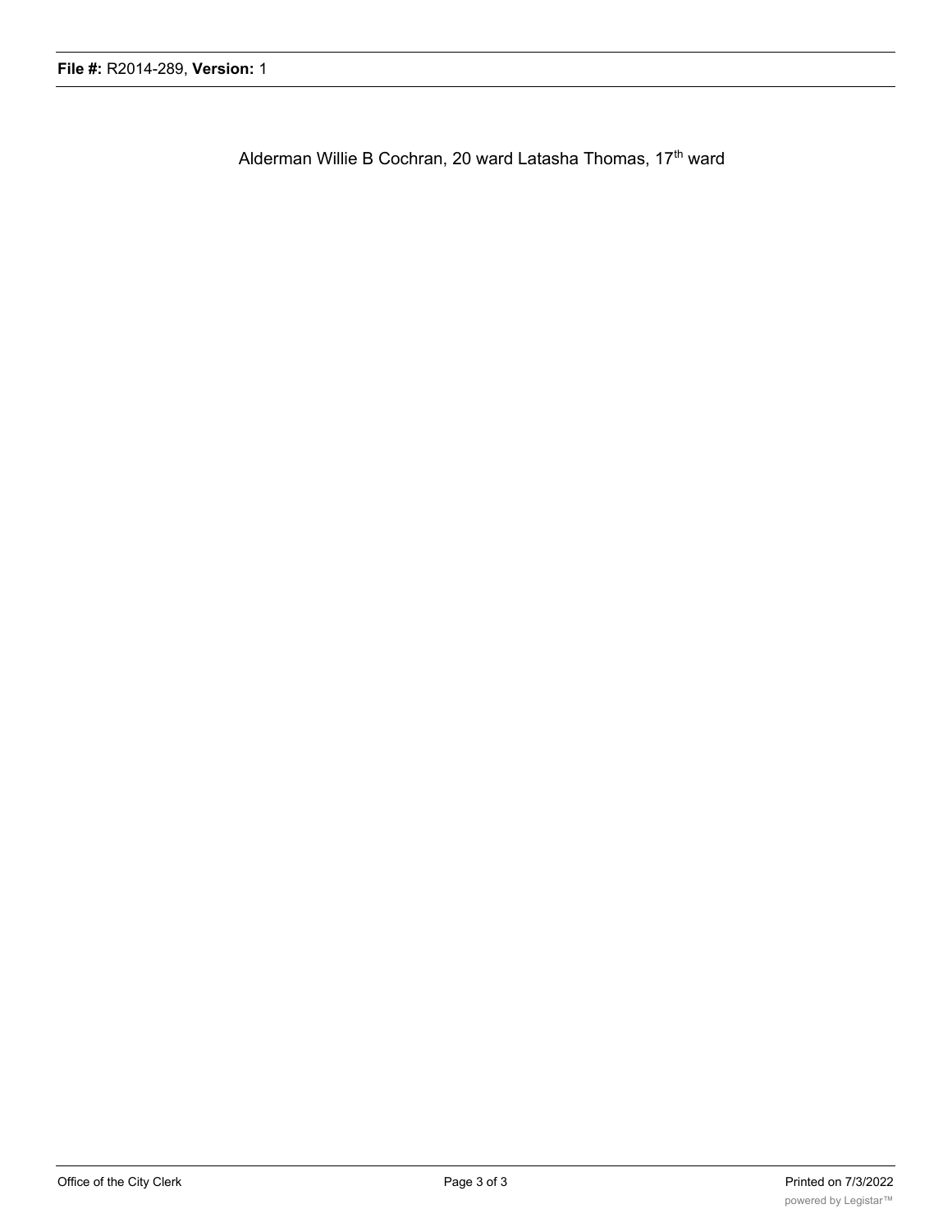Alderman Willie B Cochran, 20 ward Latasha Thomas, 17th ward